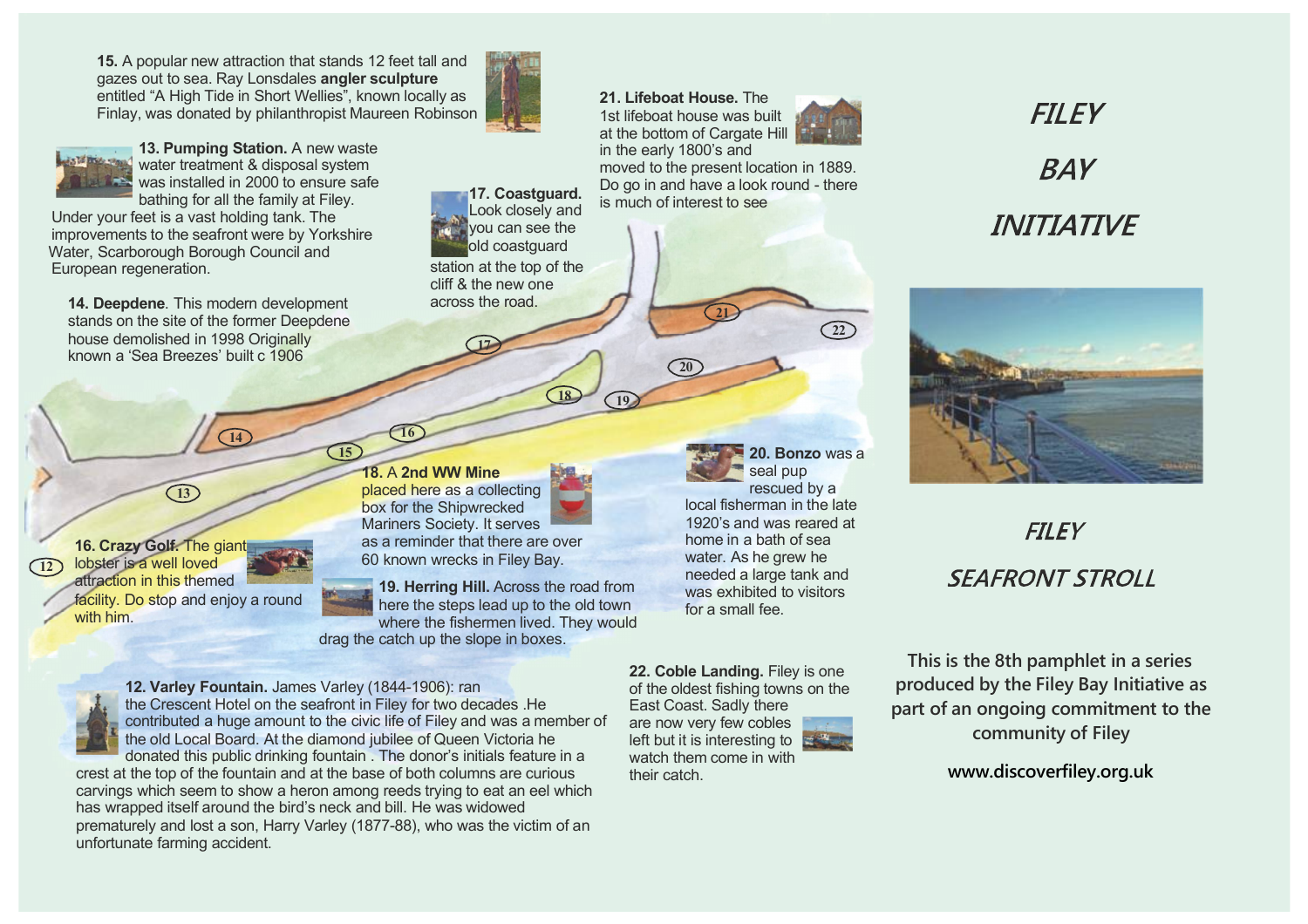**15.** A popular new attraction that stands 12 feet tall and gazes out to sea. Ray Lonsdales **angler sculpture** entitled "A High Tide in Short Wellies", known locally as Finlay, was donated by philanthropist Maureen Robinson

**13. Pumping Station.** A new waste water treatment & disposal system was installed in 2000 to ensure safe bathing for all the family at Filey. Under your feet is a vast holding tank. The improvements to the seafront were by Yorkshire Water, Scarborough Borough Council and European regeneration.

**14. Deepdene**. This modern development stands on the site of the former Deepdene house demolished in 1998 Originally known a 'Sea Breezes' built c 1906

**17. Coastguard.** Look closely and you can see the old coastguard station at the top of the cliff & the new one across the road.

**21. Lifeboat House.** The 1st lifeboat house was built at the bottom of Cargate Hill in the early 1800's and moved to the present location in 1889. Do go in and have a look round - there is much of interest to see

**16. Crazy Golf.** The giant lobster is a well loved attraction in this themed facility. Do stop and enjoy a round with him.

**18.** A **2nd WW Mine** placed here as a collecting box for the Shipwrecked Mariners Society. It serves as a reminder that there are over 60 known wrecks in Filey Bay.

**19. Herring Hill.** Across the road from here the steps lead up to the old town where the fishermen lived. They would drag the catch up the slope in boxes.

**20. Bonzo** was a seal pup rescued by a local fisherman in the late 1920's and was reared at home in a bath of sea water. As he grew he needed a large tank and was exhibited to visitors for a small fee.

**12. Varley Fountain.** James Varley (1844-1906): ran the Crescent Hotel on the seafront in Filey for two decades .He contributed a huge amount to the civic life of Filey and was a member of the old Local Board. At the diamond jubilee of Queen Victoria he donated this public drinking fountain . The donor's initials feature in a crest at the top of the fountain and at the base of both columns are curious carvings which seem to show a heron among reeds trying to eat an eel which has wrapped itself around the bird's neck and bill. He was widowed prematurely and lost a son, Harry Varley (1877-88), who was the victim of an unfortunate farming accident.

**22. Coble Landing.** Filey is one of the oldest fishing towns on the East Coast. Sadly there are now very few cobles left but it is interesting to watch them come in with their catch.

# FILEY BAY INITIATIVE

## FILEY SEAFRONT STROLL

**This is the 8th pamphlet in a series produced by the Filey Bay Initiative as part of an ongoing commitment to the community of Filey**

**www.discoverfiley.org.uk**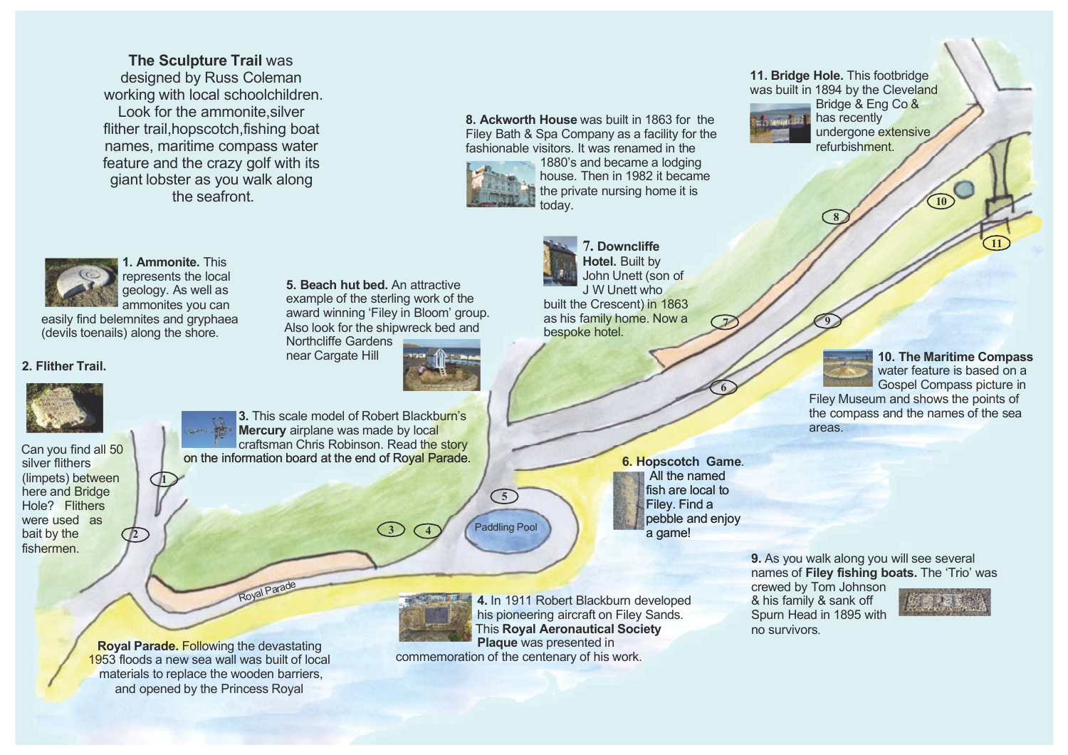**The Sculpture Trail** was designed by Russ Coleman working with local schoolchildren. Look for the ammonite,silver flither trail,hopscotch,fishing boat names, maritime compass water feature and the crazy golf with its giant lobster as you walk along the seafront.

**1. Ammonite.** This represents the local geology. As well as ammonites you can easily find belemnites and gryphaea (devils toenails) along the shore.

**2. Flither Trail.**

Can you find all 50 silver flithers (limpets) between here and Bridge Hole? Flithers were used as bait by the fishermen.

**3.** This scale model of Robert Blackburn's **Mercury** airplane was made by local craftsman Chris Robinson. Read the story on the information board at the end of Royal Parade.

**4.** In 1911 Robert Blackburn developed his pioneering aircraft on Filey Sands. This **Royal Aeronautical Society Plaque** was presented in commemoration of the centenary of his work.

**5. Beach hut bed.** An attractive example of the sterling work of the award winning 'Filey in Bloom' group. Also look for the shipwreck bed and Northcliffe Gardens near Cargate Hill

**6. Hopscotch Game.** All the named fish are local to Filey. Find a pebble and enjoy a game!

**7. Downcliffe Hotel.** Built by John Unett (son of J W Unett who built the Crescent) in 1863 as his family home. Now a bespoke hotel.

**8. Ackworth House** was built in 1863 for the Filey Bath & Spa Company as a facility for the fashionable visitors. It was renamed in the 1880's and became a lodging house. Then in 1982 it became the private nursing home it is today.

**9.** As you walk along you will see several names of **Filey fishing boats.** The 'Trio' was crewed by Tom Johnson & his family & sank off Spurn Head in 1895 with no survivors.

**10. The Maritime Compass** water feature is based on a Gospel Compass picture in Filey Museum and shows the points of the compass and the names of the sea areas.

**11. Bridge Hole.** This footbridge was built in 1894 by the Cleveland Bridge & Eng Co & has recently undergone extensive refurbishment.

**Royal Parade.** Following the devastating 1953 floods a new sea wall was built of local materials to replace the wooden barriers, and opened by the Princess Royal

Royal Parade

Paddling Pool